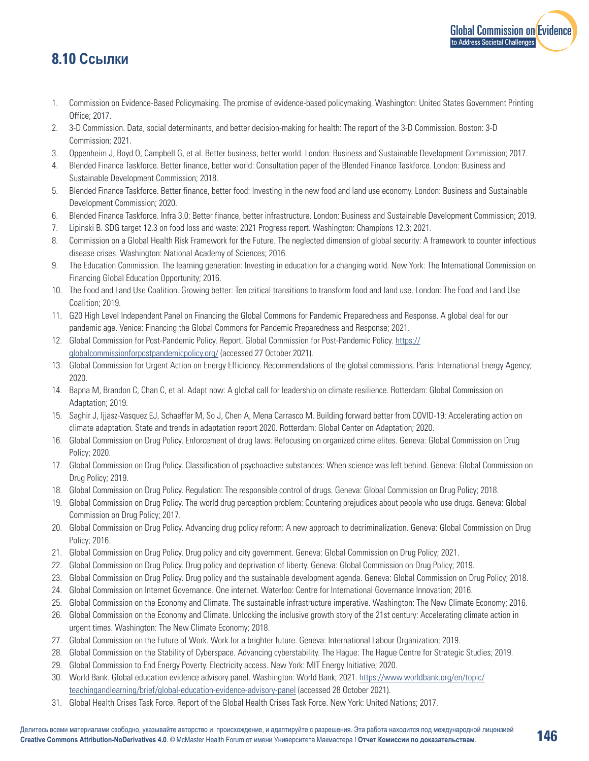## 8.10 Ссылки

1. Commission on Evidence-Based Policymaking. The promise of evidence-based policymaking. Washington: United States Government Printing Office; 2017.
2. 3-D Commission. Data, social determinants, and better decision-making for health: The report of the 3-D Commission. Boston: 3-D Commission; 2021.
3. Oppenheim J, Boyd O, Campbell G, et al. Better business, better world. London: Business and Sustainable Development Commission; 2017.
4. Blended Finance Taskforce. Better finance, better world: Consultation paper of the Blended Finance Taskforce. London: Business and Sustainable Development Commission; 2018.
5. Blended Finance Taskforce. Better finance, better food: Investing in the new food and land use economy. London: Business and Sustainable Development Commission; 2020.
6. Blended Finance Taskforce. Infra 3.0: Better finance, better infrastructure. London: Business and Sustainable Development Commission; 2019.
7. Lipinski B. SDG target 12.3 on food loss and waste: 2021 Progress report. Washington: Champions 12.3; 2021.
8. Commission on a Global Health Risk Framework for the Future. The neglected dimension of global security: A framework to counter infectious disease crises. Washington: National Academy of Sciences; 2016.
9. The Education Commission. The learning generation: Investing in education for a changing world. New York: The International Commission on Financing Global Education Opportunity; 2016.
10. The Food and Land Use Coalition. Growing better: Ten critical transitions to transform food and land use. London: The Food and Land Use Coalition; 2019.
11. G20 High Level Independent Panel on Financing the Global Commons for Pandemic Preparedness and Response. A global deal for our pandemic age. Venice: Financing the Global Commons for Pandemic Preparedness and Response; 2021.
12. Global Commission for Post-Pandemic Policy. Report. Global Commission for Post-Pandemic Policy. https://globalcommissionforpostpandemicpolicy.org/ (accessed 27 October 2021).
13. Global Commission for Urgent Action on Energy Efficiency. Recommendations of the global commissions. Paris: International Energy Agency; 2020.
14. Bapna M, Brandon C, Chan C, et al. Adapt now: A global call for leadership on climate resilience. Rotterdam: Global Commission on Adaptation; 2019.
15. Saghir J, Ijjasz-Vasquez EJ, Schaeffer M, So J, Chen A, Mena Carrasco M. Building forward better from COVID-19: Accelerating action on climate adaptation. State and trends in adaptation report 2020. Rotterdam: Global Center on Adaptation; 2020.
16. Global Commission on Drug Policy. Enforcement of drug laws: Refocusing on organized crime elites. Geneva: Global Commission on Drug Policy; 2020.
17. Global Commission on Drug Policy. Classification of psychoactive substances: When science was left behind. Geneva: Global Commission on Drug Policy; 2019.
18. Global Commission on Drug Policy. Regulation: The responsible control of drugs. Geneva: Global Commission on Drug Policy; 2018.
19. Global Commission on Drug Policy. The world drug perception problem: Countering prejudices about people who use drugs. Geneva: Global Commission on Drug Policy; 2017.
20. Global Commission on Drug Policy. Advancing drug policy reform: A new approach to decriminalization. Geneva: Global Commission on Drug Policy; 2016.
21. Global Commission on Drug Policy. Drug policy and city government. Geneva: Global Commission on Drug Policy; 2021.
22. Global Commission on Drug Policy. Drug policy and deprivation of liberty. Geneva: Global Commission on Drug Policy; 2019.
23. Global Commission on Drug Policy. Drug policy and the sustainable development agenda. Geneva: Global Commission on Drug Policy; 2018.
24. Global Commission on Internet Governance. One internet. Waterloo: Centre for International Governance Innovation; 2016.
25. Global Commission on the Economy and Climate. The sustainable infrastructure imperative. Washington: The New Climate Economy; 2016.
26. Global Commission on the Economy and Climate. Unlocking the inclusive growth story of the 21st century: Accelerating climate action in urgent times. Washington: The New Climate Economy; 2018.
27. Global Commission on the Future of Work. Work for a brighter future. Geneva: International Labour Organization; 2019.
28. Global Commission on the Stability of Cyberspace. Advancing cyberstability. The Hague: The Hague Centre for Strategic Studies; 2019.
29. Global Commission to End Energy Poverty. Electricity access. New York: MIT Energy Initiative; 2020.
30. World Bank. Global education evidence advisory panel. Washington: World Bank; 2021. https://www.worldbank.org/en/topic/teachingandlearning/brief/global-education-evidence-advisory-panel (accessed 28 October 2021).
31. Global Health Crises Task Force. Report of the Global Health Crises Task Force. New York: United Nations; 2017.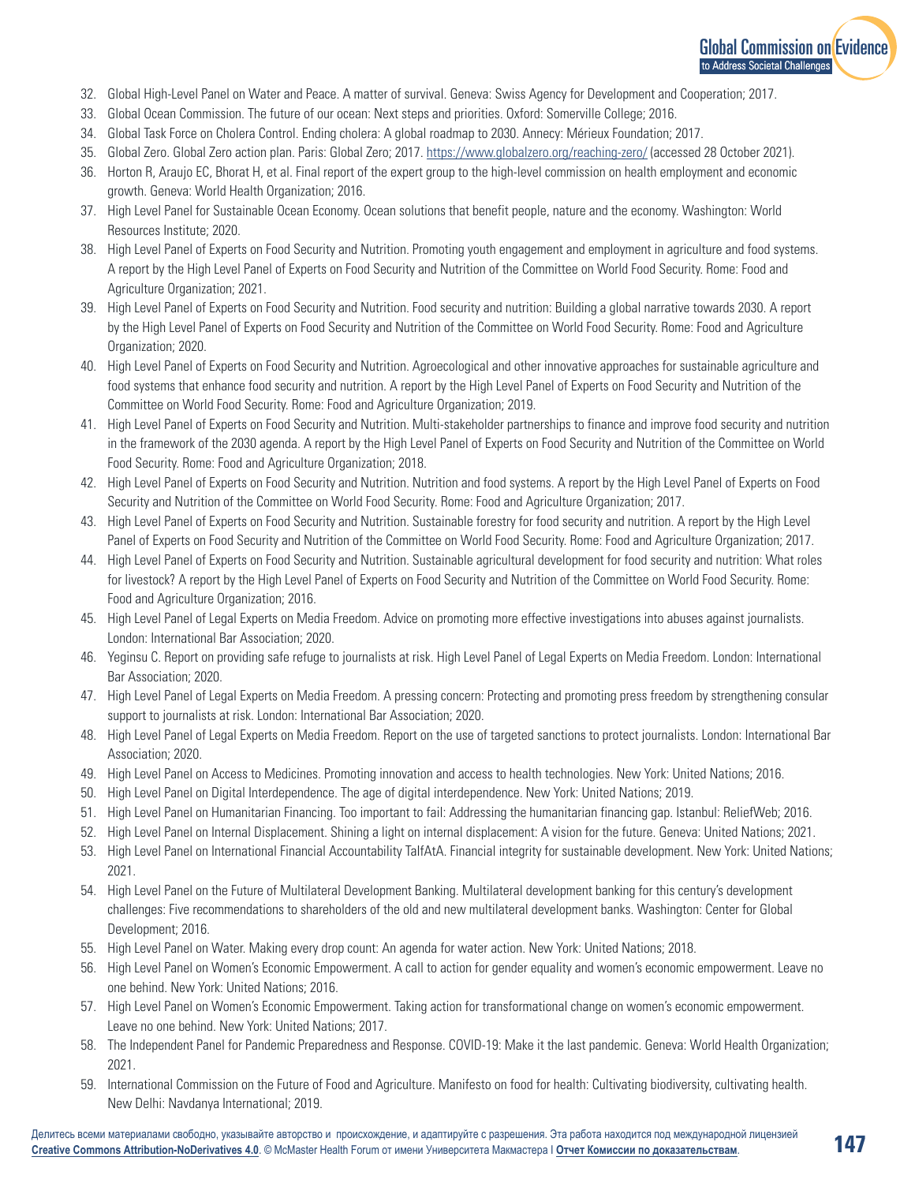32. Global High-Level Panel on Water and Peace. A matter of survival. Geneva: Swiss Agency for Development and Cooperation; 2017.
33. Global Ocean Commission. The future of our ocean: Next steps and priorities. Oxford: Somerville College; 2016.
34. Global Task Force on Cholera Control. Ending cholera: A global roadmap to 2030. Annecy: Mérieux Foundation; 2017.
35. Global Zero. Global Zero action plan. Paris: Global Zero; 2017. https://www.globalzero.org/reaching-zero/ (accessed 28 October 2021).
36. Horton R, Araujo EC, Bhorat H, et al. Final report of the expert group to the high-level commission on health employment and economic growth. Geneva: World Health Organization; 2016.
37. High Level Panel for Sustainable Ocean Economy. Ocean solutions that benefit people, nature and the economy. Washington: World Resources Institute; 2020.
38. High Level Panel of Experts on Food Security and Nutrition. Promoting youth engagement and employment in agriculture and food systems. A report by the High Level Panel of Experts on Food Security and Nutrition of the Committee on World Food Security. Rome: Food and Agriculture Organization; 2021.
39. High Level Panel of Experts on Food Security and Nutrition. Food security and nutrition: Building a global narrative towards 2030. A report by the High Level Panel of Experts on Food Security and Nutrition of the Committee on World Food Security. Rome: Food and Agriculture Organization; 2020.
40. High Level Panel of Experts on Food Security and Nutrition. Agroecological and other innovative approaches for sustainable agriculture and food systems that enhance food security and nutrition. A report by the High Level Panel of Experts on Food Security and Nutrition of the Committee on World Food Security. Rome: Food and Agriculture Organization; 2019.
41. High Level Panel of Experts on Food Security and Nutrition. Multi-stakeholder partnerships to finance and improve food security and nutrition in the framework of the 2030 agenda. A report by the High Level Panel of Experts on Food Security and Nutrition of the Committee on World Food Security. Rome: Food and Agriculture Organization; 2018.
42. High Level Panel of Experts on Food Security and Nutrition. Nutrition and food systems. A report by the High Level Panel of Experts on Food Security and Nutrition of the Committee on World Food Security. Rome: Food and Agriculture Organization; 2017.
43. High Level Panel of Experts on Food Security and Nutrition. Sustainable forestry for food security and nutrition. A report by the High Level Panel of Experts on Food Security and Nutrition of the Committee on World Food Security. Rome: Food and Agriculture Organization; 2017.
44. High Level Panel of Experts on Food Security and Nutrition. Sustainable agricultural development for food security and nutrition: What roles for livestock? A report by the High Level Panel of Experts on Food Security and Nutrition of the Committee on World Food Security. Rome: Food and Agriculture Organization; 2016.
45. High Level Panel of Legal Experts on Media Freedom. Advice on promoting more effective investigations into abuses against journalists. London: International Bar Association; 2020.
46. Yeginsu C. Report on providing safe refuge to journalists at risk. High Level Panel of Legal Experts on Media Freedom. London: International Bar Association; 2020.
47. High Level Panel of Legal Experts on Media Freedom. A pressing concern: Protecting and promoting press freedom by strengthening consular support to journalists at risk. London: International Bar Association; 2020.
48. High Level Panel of Legal Experts on Media Freedom. Report on the use of targeted sanctions to protect journalists. London: International Bar Association; 2020.
49. High Level Panel on Access to Medicines. Promoting innovation and access to health technologies. New York: United Nations; 2016.
50. High Level Panel on Digital Interdependence. The age of digital interdependence. New York: United Nations; 2019.
51. High Level Panel on Humanitarian Financing. Too important to fail: Addressing the humanitarian financing gap. Istanbul: ReliefWeb; 2016.
52. High Level Panel on Internal Displacement. Shining a light on internal displacement: A vision for the future. Geneva: United Nations; 2021.
53. High Level Panel on International Financial Accountability TaIfAtA. Financial integrity for sustainable development. New York: United Nations; 2021.
54. High Level Panel on the Future of Multilateral Development Banking. Multilateral development banking for this century's development challenges: Five recommendations to shareholders of the old and new multilateral development banks. Washington: Center for Global Development; 2016.
55. High Level Panel on Water. Making every drop count: An agenda for water action. New York: United Nations; 2018.
56. High Level Panel on Women's Economic Empowerment. A call to action for gender equality and women's economic empowerment. Leave no one behind. New York: United Nations; 2016.
57. High Level Panel on Women's Economic Empowerment. Taking action for transformational change on women's economic empowerment. Leave no one behind. New York: United Nations; 2017.
58. The Independent Panel for Pandemic Preparedness and Response. COVID-19: Make it the last pandemic. Geneva: World Health Organization; 2021.
59. International Commission on the Future of Food and Agriculture. Manifesto on food for health: Cultivating biodiversity, cultivating health. New Delhi: Navdanya International; 2019.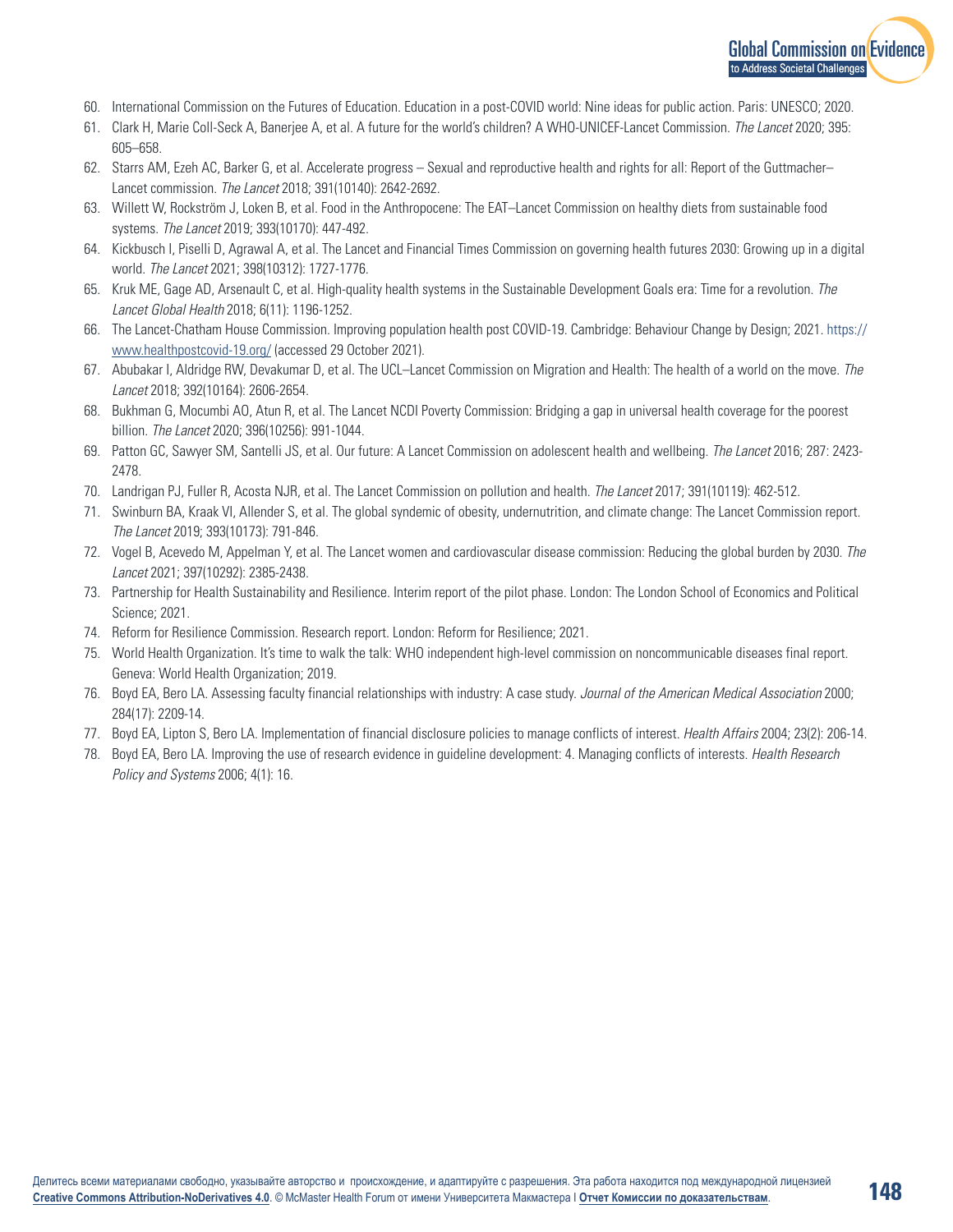60. International Commission on the Futures of Education. Education in a post-COVID world: Nine ideas for public action. Paris: UNESCO; 2020.
61. Clark H, Marie Coll-Seck A, Banerjee A, et al. A future for the world's children? A WHO-UNICEF-Lancet Commission. *The Lancet* 2020; 395: 605–658.
62. Starrs AM, Ezeh AC, Barker G, et al. Accelerate progress – Sexual and reproductive health and rights for all: Report of the Guttmacher–Lancet commission. *The Lancet* 2018; 391(10140): 2642-2692.
63. Willett W, Rockström J, Loken B, et al. Food in the Anthropocene: The EAT–Lancet Commission on healthy diets from sustainable food systems. *The Lancet* 2019; 393(10170): 447-492.
64. Kickbusch I, Piselli D, Agrawal A, et al. The Lancet and Financial Times Commission on governing health futures 2030: Growing up in a digital world. *The Lancet* 2021; 398(10312): 1727-1776.
65. Kruk ME, Gage AD, Arsenault C, et al. High-quality health systems in the Sustainable Development Goals era: Time for a revolution. *The Lancet Global Health* 2018; 6(11): 1196-1252.
66. The Lancet-Chatham House Commission. Improving population health post COVID-19. Cambridge: Behaviour Change by Design; 2021. https://www.healthpostcovid-19.org/ (accessed 29 October 2021).
67. Abubakar I, Aldridge RW, Devakumar D, et al. The UCL–Lancet Commission on Migration and Health: The health of a world on the move. *The Lancet* 2018; 392(10164): 2606-2654.
68. Bukhman G, Mocumbi AO, Atun R, et al. The Lancet NCDI Poverty Commission: Bridging a gap in universal health coverage for the poorest billion. *The Lancet* 2020; 396(10256): 991-1044.
69. Patton GC, Sawyer SM, Santelli JS, et al. Our future: A Lancet Commission on adolescent health and wellbeing. *The Lancet* 2016; 287: 2423-2478.
70. Landrigan PJ, Fuller R, Acosta NJR, et al. The Lancet Commission on pollution and health. *The Lancet* 2017; 391(10119): 462-512.
71. Swinburn BA, Kraak VI, Allender S, et al. The global syndemic of obesity, undernutrition, and climate change: The Lancet Commission report. *The Lancet* 2019; 393(10173): 791-846.
72. Vogel B, Acevedo M, Appelman Y, et al. The Lancet women and cardiovascular disease commission: Reducing the global burden by 2030. *The Lancet* 2021; 397(10292): 2385-2438.
73. Partnership for Health Sustainability and Resilience. Interim report of the pilot phase. London: The London School of Economics and Political Science; 2021.
74. Reform for Resilience Commission. Research report. London: Reform for Resilience; 2021.
75. World Health Organization. It's time to walk the talk: WHO independent high-level commission on noncommunicable diseases final report. Geneva: World Health Organization; 2019.
76. Boyd EA, Bero LA. Assessing faculty financial relationships with industry: A case study. *Journal of the American Medical Association* 2000; 284(17): 2209-14.
77. Boyd EA, Lipton S, Bero LA. Implementation of financial disclosure policies to manage conflicts of interest. *Health Affairs* 2004; 23(2): 206-14.
78. Boyd EA, Bero LA. Improving the use of research evidence in guideline development: 4. Managing conflicts of interests. *Health Research Policy and Systems* 2006; 4(1): 16.